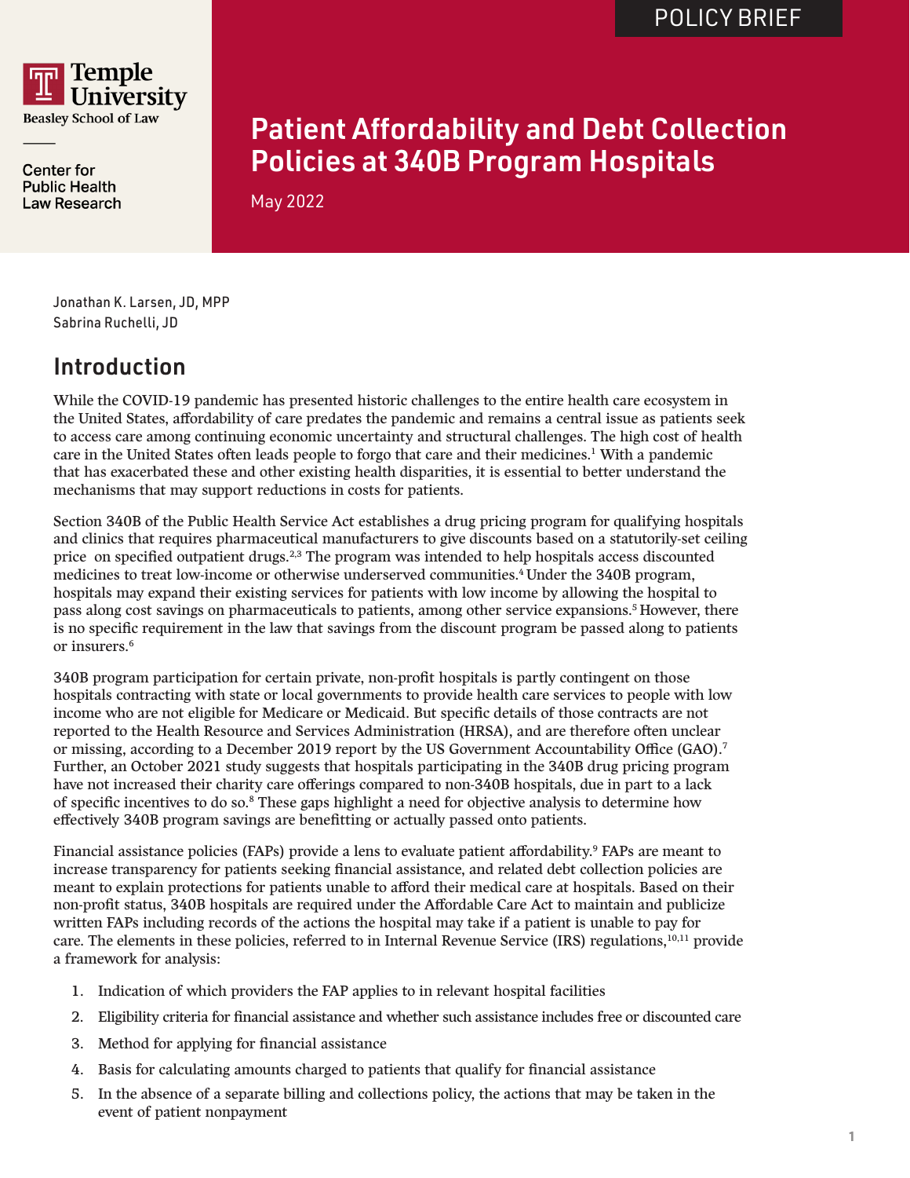POLICY BRIEF

Temple University
Beasley School of Law

Center for Public Health Law Research

# Patient Affordability and Debt Collection Policies at 340B Program Hospitals

May 2022

Jonathan K. Larsen, JD, MPP
Sabrina Ruchelli, JD

## Introduction

While the COVID-19 pandemic has presented historic challenges to the entire health care ecosystem in the United States, affordability of care predates the pandemic and remains a central issue as patients seek to access care among continuing economic uncertainty and structural challenges. The high cost of health care in the United States often leads people to forgo that care and their medicines.[1] With a pandemic that has exacerbated these and other existing health disparities, it is essential to better understand the mechanisms that may support reductions in costs for patients.

Section 340B of the Public Health Service Act establishes a drug pricing program for qualifying hospitals and clinics that requires pharmaceutical manufacturers to give discounts based on a statutorily-set ceiling price on specified outpatient drugs.[2,3] The program was intended to help hospitals access discounted medicines to treat low-income or otherwise underserved communities.[4] Under the 340B program, hospitals may expand their existing services for patients with low income by allowing the hospital to pass along cost savings on pharmaceuticals to patients, among other service expansions.[5] However, there is no specific requirement in the law that savings from the discount program be passed along to patients or insurers.[6]

340B program participation for certain private, non-profit hospitals is partly contingent on those hospitals contracting with state or local governments to provide health care services to people with low income who are not eligible for Medicare or Medicaid. But specific details of those contracts are not reported to the Health Resource and Services Administration (HRSA), and are therefore often unclear or missing, according to a December 2019 report by the US Government Accountability Office (GAO).[7] Further, an October 2021 study suggests that hospitals participating in the 340B drug pricing program have not increased their charity care offerings compared to non-340B hospitals, due in part to a lack of specific incentives to do so.[8] These gaps highlight a need for objective analysis to determine how effectively 340B program savings are benefitting or actually passed onto patients.

Financial assistance policies (FAPs) provide a lens to evaluate patient affordability.[9] FAPs are meant to increase transparency for patients seeking financial assistance, and related debt collection policies are meant to explain protections for patients unable to afford their medical care at hospitals. Based on their non-profit status, 340B hospitals are required under the Affordable Care Act to maintain and publicize written FAPs including records of the actions the hospital may take if a patient is unable to pay for care. The elements in these policies, referred to in Internal Revenue Service (IRS) regulations,[10,11] provide a framework for analysis:

1. Indication of which providers the FAP applies to in relevant hospital facilities
2. Eligibility criteria for financial assistance and whether such assistance includes free or discounted care
3. Method for applying for financial assistance
4. Basis for calculating amounts charged to patients that qualify for financial assistance
5. In the absence of a separate billing and collections policy, the actions that may be taken in the event of patient nonpayment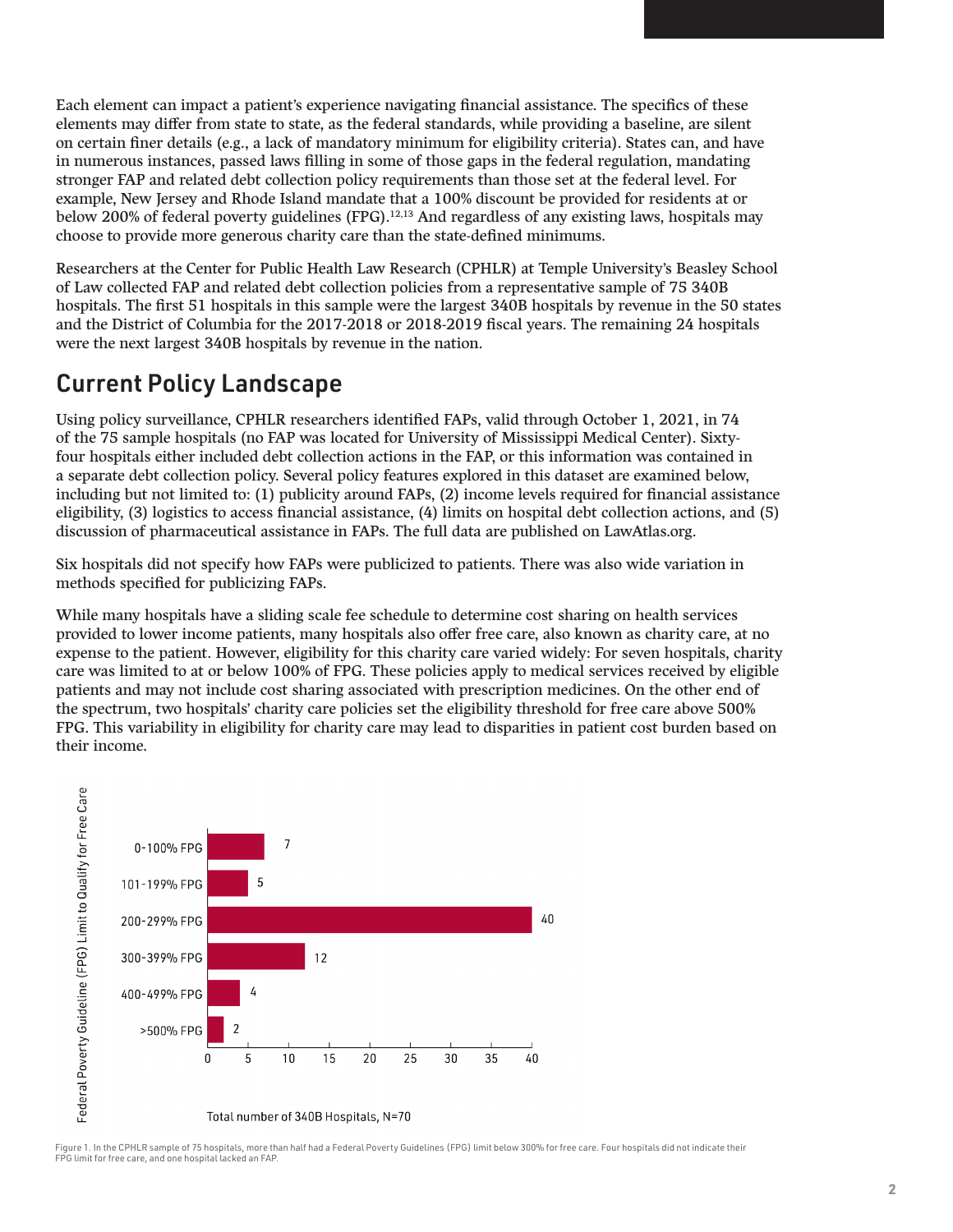Each element can impact a patient's experience navigating financial assistance. The specifics of these elements may differ from state to state, as the federal standards, while providing a baseline, are silent on certain finer details (e.g., a lack of mandatory minimum for eligibility criteria). States can, and have in numerous instances, passed laws filling in some of those gaps in the federal regulation, mandating stronger FAP and related debt collection policy requirements than those set at the federal level. For example, New Jersey and Rhode Island mandate that a 100% discount be provided for residents at or below 200% of federal poverty guidelines (FPG).[12,13] And regardless of any existing laws, hospitals may choose to provide more generous charity care than the state-defined minimums.

Researchers at the Center for Public Health Law Research (CPHLR) at Temple University's Beasley School of Law collected FAP and related debt collection policies from a representative sample of 75 340B hospitals. The first 51 hospitals in this sample were the largest 340B hospitals by revenue in the 50 states and the District of Columbia for the 2017-2018 or 2018-2019 fiscal years. The remaining 24 hospitals were the next largest 340B hospitals by revenue in the nation.

## Current Policy Landscape

Using policy surveillance, CPHLR researchers identified FAPs, valid through October 1, 2021, in 74 of the 75 sample hospitals (no FAP was located for University of Mississippi Medical Center). Sixty-four hospitals either included debt collection actions in the FAP, or this information was contained in a separate debt collection policy. Several policy features explored in this dataset are examined below, including but not limited to: (1) publicity around FAPs, (2) income levels required for financial assistance eligibility, (3) logistics to access financial assistance, (4) limits on hospital debt collection actions, and (5) discussion of pharmaceutical assistance in FAPs. The full data are published on LawAtlas.org.

Six hospitals did not specify how FAPs were publicized to patients. There was also wide variation in methods specified for publicizing FAPs.

While many hospitals have a sliding scale fee schedule to determine cost sharing on health services provided to lower income patients, many hospitals also offer free care, also known as charity care, at no expense to the patient. However, eligibility for this charity care varied widely: For seven hospitals, charity care was limited to at or below 100% of FPG. These policies apply to medical services received by eligible patients and may not include cost sharing associated with prescription medicines. On the other end of the spectrum, two hospitals' charity care policies set the eligibility threshold for free care above 500% FPG. This variability in eligibility for charity care may lead to disparities in patient cost burden based on their income.

| Federal Poverty Guideline (FPG) Limit to Qualify for Free Care | Total number of 340B Hospitals, N=70 |
|---|---|
| 0-100% FPG | 7 |
| 101-199% FPG | 5 |
| 200-299% FPG | 40 |
| 300-399% FPG | 12 |
| 400-499% FPG | 4 |
| >500% FPG | 2 |

Figure 1. In the CPHLR sample of 75 hospitals, more than half had a Federal Poverty Guidelines (FPG) limit below 300% for free care. Four hospitals did not indicate their FPG limit for free care, and one hospital lacked an FAP.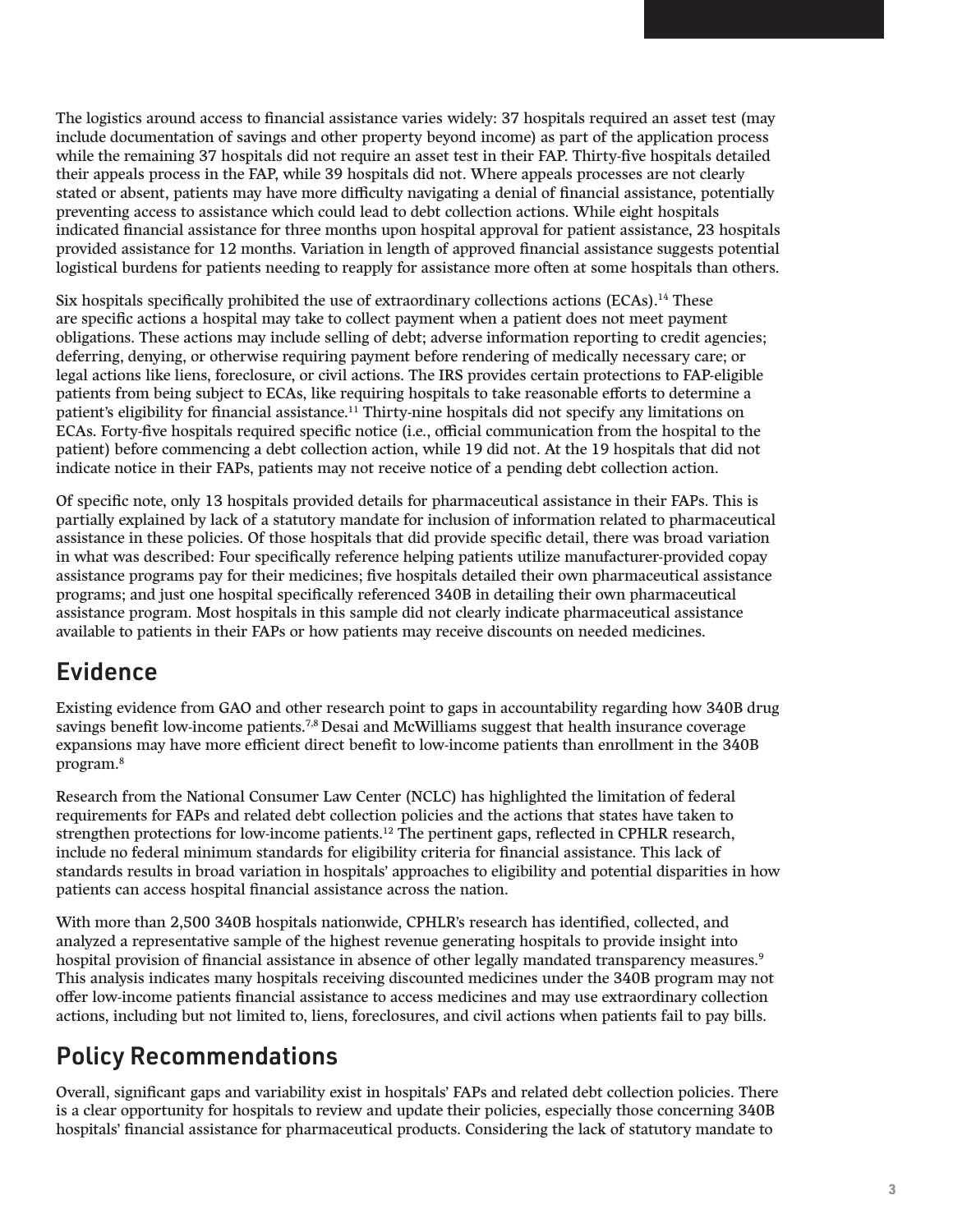The logistics around access to financial assistance varies widely: 37 hospitals required an asset test (may include documentation of savings and other property beyond income) as part of the application process while the remaining 37 hospitals did not require an asset test in their FAP. Thirty-five hospitals detailed their appeals process in the FAP, while 39 hospitals did not. Where appeals processes are not clearly stated or absent, patients may have more difficulty navigating a denial of financial assistance, potentially preventing access to assistance which could lead to debt collection actions. While eight hospitals indicated financial assistance for three months upon hospital approval for patient assistance, 23 hospitals provided assistance for 12 months. Variation in length of approved financial assistance suggests potential logistical burdens for patients needing to reapply for assistance more often at some hospitals than others.

Six hospitals specifically prohibited the use of extraordinary collections actions (ECAs).[14] These are specific actions a hospital may take to collect payment when a patient does not meet payment obligations. These actions may include selling of debt; adverse information reporting to credit agencies; deferring, denying, or otherwise requiring payment before rendering of medically necessary care; or legal actions like liens, foreclosure, or civil actions. The IRS provides certain protections to FAP-eligible patients from being subject to ECAs, like requiring hospitals to take reasonable efforts to determine a patient's eligibility for financial assistance.[11] Thirty-nine hospitals did not specify any limitations on ECAs. Forty-five hospitals required specific notice (i.e., official communication from the hospital to the patient) before commencing a debt collection action, while 19 did not. At the 19 hospitals that did not indicate notice in their FAPs, patients may not receive notice of a pending debt collection action.

Of specific note, only 13 hospitals provided details for pharmaceutical assistance in their FAPs. This is partially explained by lack of a statutory mandate for inclusion of information related to pharmaceutical assistance in these policies. Of those hospitals that did provide specific detail, there was broad variation in what was described: Four specifically reference helping patients utilize manufacturer-provided copay assistance programs pay for their medicines; five hospitals detailed their own pharmaceutical assistance programs; and just one hospital specifically referenced 340B in detailing their own pharmaceutical assistance program. Most hospitals in this sample did not clearly indicate pharmaceutical assistance available to patients in their FAPs or how patients may receive discounts on needed medicines.

## Evidence

Existing evidence from GAO and other research point to gaps in accountability regarding how 340B drug savings benefit low-income patients.[7,8] Desai and McWilliams suggest that health insurance coverage expansions may have more efficient direct benefit to low-income patients than enrollment in the 340B program.[8]

Research from the National Consumer Law Center (NCLC) has highlighted the limitation of federal requirements for FAPs and related debt collection policies and the actions that states have taken to strengthen protections for low-income patients.[12] The pertinent gaps, reflected in CPHLR research, include no federal minimum standards for eligibility criteria for financial assistance. This lack of standards results in broad variation in hospitals' approaches to eligibility and potential disparities in how patients can access hospital financial assistance across the nation.

With more than 2,500 340B hospitals nationwide, CPHLR's research has identified, collected, and analyzed a representative sample of the highest revenue generating hospitals to provide insight into hospital provision of financial assistance in absence of other legally mandated transparency measures.[9] This analysis indicates many hospitals receiving discounted medicines under the 340B program may not offer low-income patients financial assistance to access medicines and may use extraordinary collection actions, including but not limited to, liens, foreclosures, and civil actions when patients fail to pay bills.

## Policy Recommendations

Overall, significant gaps and variability exist in hospitals' FAPs and related debt collection policies. There is a clear opportunity for hospitals to review and update their policies, especially those concerning 340B hospitals' financial assistance for pharmaceutical products. Considering the lack of statutory mandate to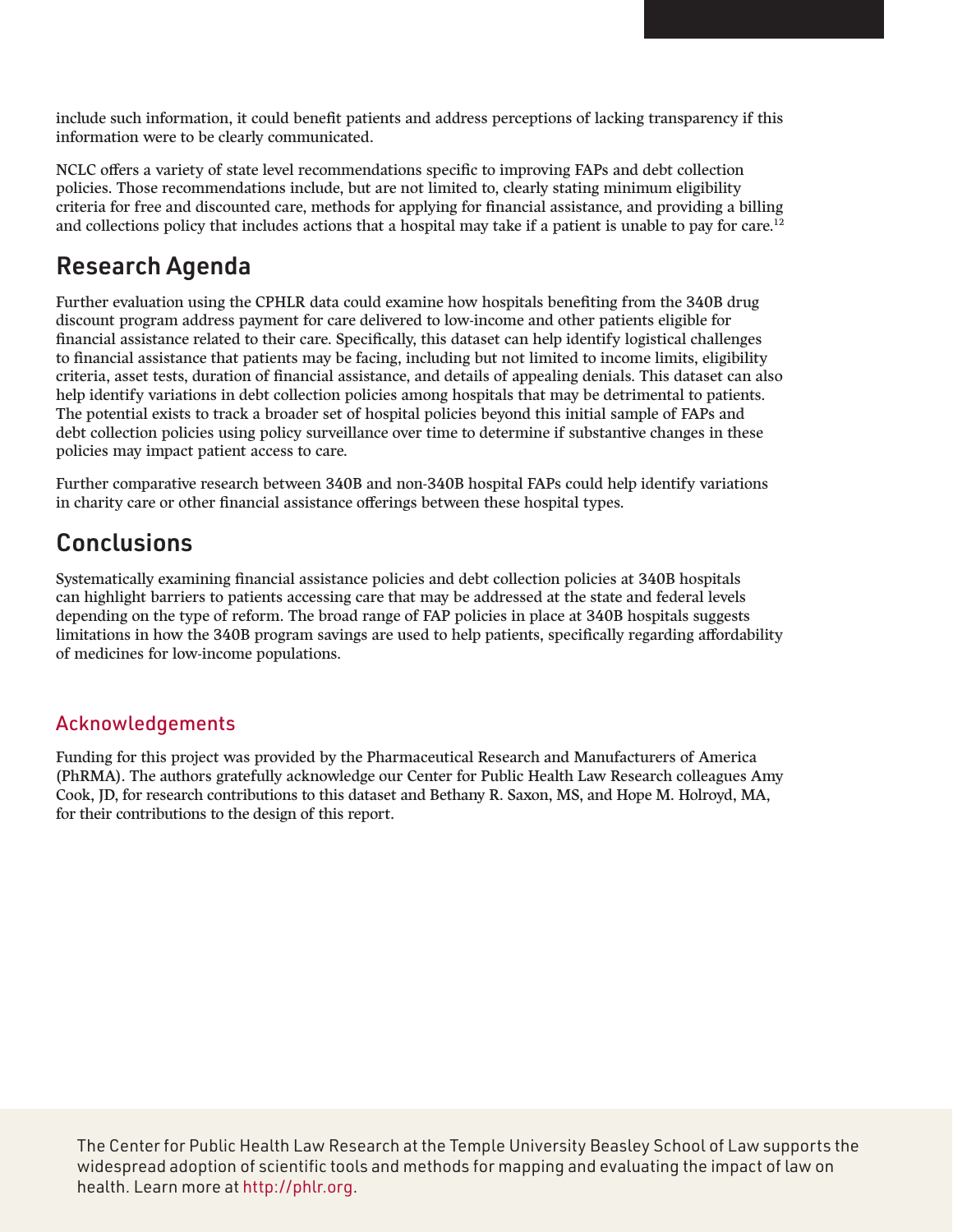include such information, it could benefit patients and address perceptions of lacking transparency if this information were to be clearly communicated.

NCLC offers a variety of state level recommendations specific to improving FAPs and debt collection policies. Those recommendations include, but are not limited to, clearly stating minimum eligibility criteria for free and discounted care, methods for applying for financial assistance, and providing a billing and collections policy that includes actions that a hospital may take if a patient is unable to pay for care.[12]

## Research Agenda

Further evaluation using the CPHLR data could examine how hospitals benefiting from the 340B drug discount program address payment for care delivered to low-income and other patients eligible for financial assistance related to their care. Specifically, this dataset can help identify logistical challenges to financial assistance that patients may be facing, including but not limited to income limits, eligibility criteria, asset tests, duration of financial assistance, and details of appealing denials. This dataset can also help identify variations in debt collection policies among hospitals that may be detrimental to patients. The potential exists to track a broader set of hospital policies beyond this initial sample of FAPs and debt collection policies using policy surveillance over time to determine if substantive changes in these policies may impact patient access to care.

Further comparative research between 340B and non-340B hospital FAPs could help identify variations in charity care or other financial assistance offerings between these hospital types.

## Conclusions

Systematically examining financial assistance policies and debt collection policies at 340B hospitals can highlight barriers to patients accessing care that may be addressed at the state and federal levels depending on the type of reform. The broad range of FAP policies in place at 340B hospitals suggests limitations in how the 340B program savings are used to help patients, specifically regarding affordability of medicines for low-income populations.

### Acknowledgements

Funding for this project was provided by the Pharmaceutical Research and Manufacturers of America (PhRMA). The authors gratefully acknowledge our Center for Public Health Law Research colleagues Amy Cook, JD, for research contributions to this dataset and Bethany R. Saxon, MS, and Hope M. Holroyd, MA, for their contributions to the design of this report.

The Center for Public Health Law Research at the Temple University Beasley School of Law supports the widespread adoption of scientific tools and methods for mapping and evaluating the impact of law on health. Learn more at http://phlr.org.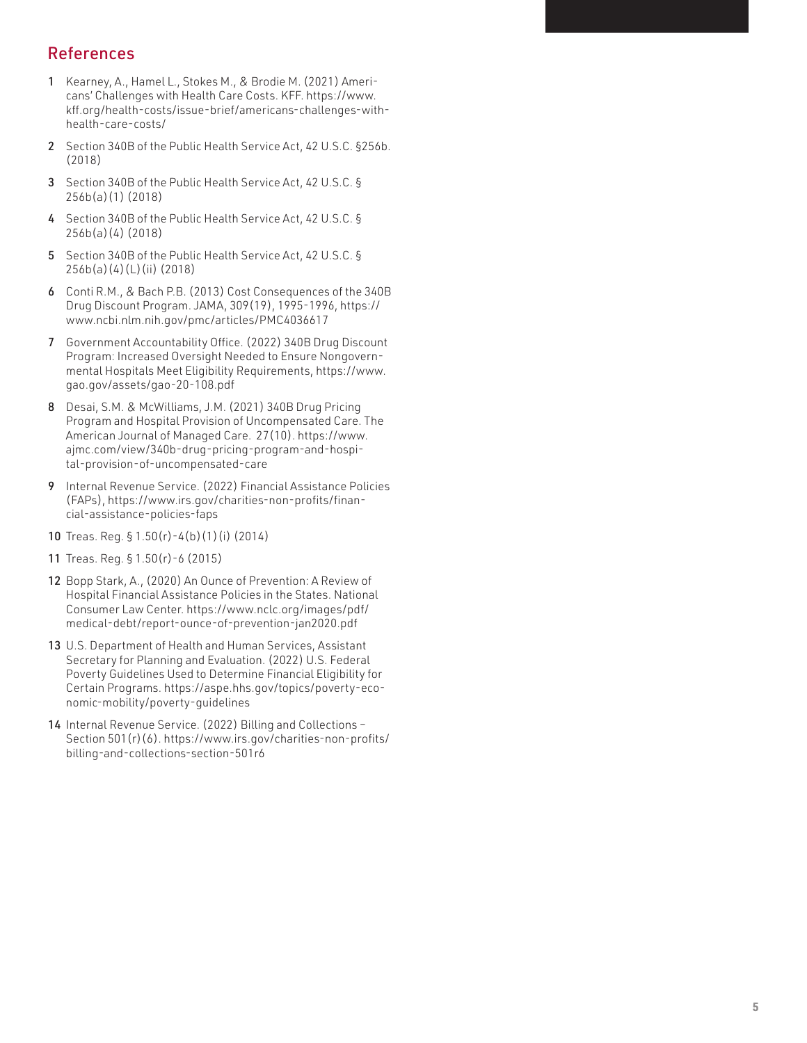## References

1. Kearney, A., Hamel L., Stokes M., & Brodie M. (2021) Americans' Challenges with Health Care Costs. KFF. https://www.kff.org/health-costs/issue-brief/americans-challenges-with-health-care-costs/
2. Section 340B of the Public Health Service Act, 42 U.S.C. §256b. (2018)
3. Section 340B of the Public Health Service Act, 42 U.S.C. § 256b(a)(1) (2018)
4. Section 340B of the Public Health Service Act, 42 U.S.C. § 256b(a)(4) (2018)
5. Section 340B of the Public Health Service Act, 42 U.S.C. § 256b(a)(4)(L)(ii) (2018)
6. Conti R.M., & Bach P.B. (2013) Cost Consequences of the 340B Drug Discount Program. JAMA, 309(19), 1995-1996, https://www.ncbi.nlm.nih.gov/pmc/articles/PMC4036617
7. Government Accountability Office. (2022) 340B Drug Discount Program: Increased Oversight Needed to Ensure Nongovernmental Hospitals Meet Eligibility Requirements, https://www.gao.gov/assets/gao-20-108.pdf
8. Desai, S.M. & McWilliams, J.M. (2021) 340B Drug Pricing Program and Hospital Provision of Uncompensated Care. The American Journal of Managed Care. 27(10). https://www.ajmc.com/view/340b-drug-pricing-program-and-hospital-provision-of-uncompensated-care
9. Internal Revenue Service. (2022) Financial Assistance Policies (FAPs), https://www.irs.gov/charities-non-profits/financial-assistance-policies-faps
10. Treas. Reg. § 1.50(r)-4(b)(1)(i) (2014)
11. Treas. Reg. § 1.50(r)-6 (2015)
12. Bopp Stark, A., (2020) An Ounce of Prevention: A Review of Hospital Financial Assistance Policies in the States. National Consumer Law Center. https://www.nclc.org/images/pdf/medical-debt/report-ounce-of-prevention-jan2020.pdf
13. U.S. Department of Health and Human Services, Assistant Secretary for Planning and Evaluation. (2022) U.S. Federal Poverty Guidelines Used to Determine Financial Eligibility for Certain Programs. https://aspe.hhs.gov/topics/poverty-economic-mobility/poverty-guidelines
14. Internal Revenue Service. (2022) Billing and Collections – Section 501(r)(6). https://www.irs.gov/charities-non-profits/billing-and-collections-section-501r6